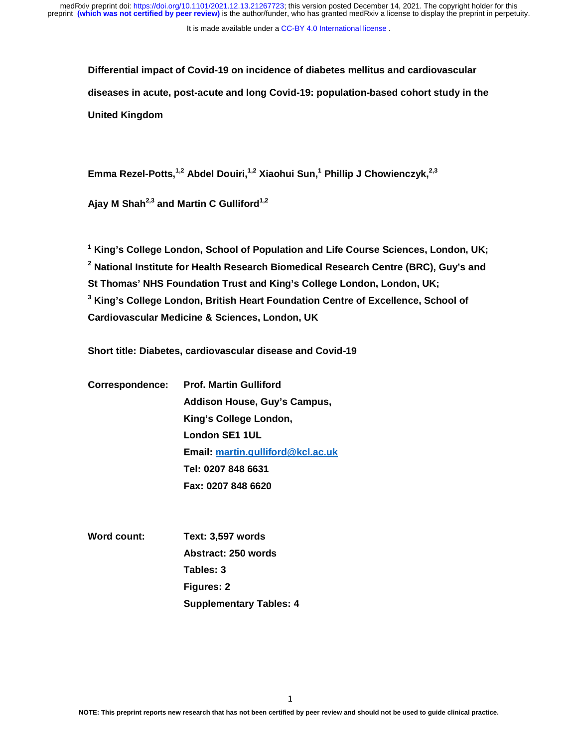**Differential impact of Covid-19 on incidence of diabetes mellitus and cardiovascular diseases in acute, post-acute and long Covid-19: population-based cohort study in the United Kingdom**

**Emma Rezel-Potts,[1,2] Abdel Douiri,[1,2] Xiaohui Sun,[1] Phillip J Chowienczyk,[2,3] Ajay M Shah[2,3] and Martin C Gulliford[1,2]**

**[1] King's College London, School of Population and Life Course Sciences, London, UK;**
**[2] National Institute for Health Research Biomedical Research Centre (BRC), Guy's and St Thomas' NHS Foundation Trust and King's College London, London, UK;**
**[3] King's College London, British Heart Foundation Centre of Excellence, School of Cardiovascular Medicine & Sciences, London, UK**

**Short title: Diabetes, cardiovascular disease and Covid-19**

**Correspondence:** **Prof. Martin Gulliford**
**Addison House, Guy's Campus,**
**King's College London,**
**London SE1 1UL**
**Email: martin.gulliford@kcl.ac.uk**
**Tel: 0207 848 6631**
**Fax: 0207 848 6620**

**Word count:** **Text: 3,597 words**
**Abstract: 250 words**
**Tables: 3**
**Figures: 2**
**Supplementary Tables: 4**

**NOTE: This preprint reports new research that has not been certified by peer review and should not be used to guide clinical practice.**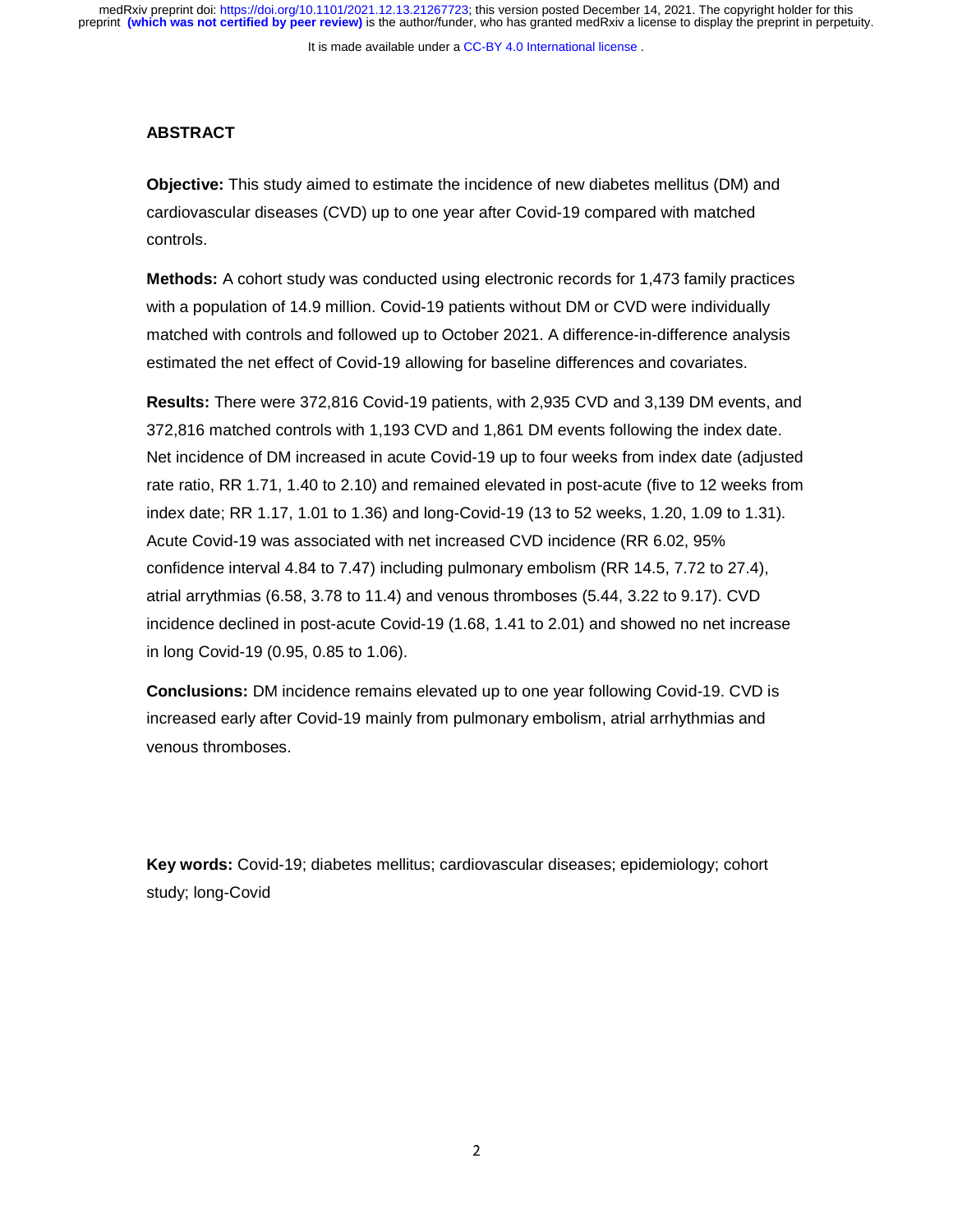## ABSTRACT

**Objective:** This study aimed to estimate the incidence of new diabetes mellitus (DM) and cardiovascular diseases (CVD) up to one year after Covid-19 compared with matched controls.

**Methods:** A cohort study was conducted using electronic records for 1,473 family practices with a population of 14.9 million. Covid-19 patients without DM or CVD were individually matched with controls and followed up to October 2021. A difference-in-difference analysis estimated the net effect of Covid-19 allowing for baseline differences and covariates.

**Results:** There were 372,816 Covid-19 patients, with 2,935 CVD and 3,139 DM events, and 372,816 matched controls with 1,193 CVD and 1,861 DM events following the index date. Net incidence of DM increased in acute Covid-19 up to four weeks from index date (adjusted rate ratio, RR 1.71, 1.40 to 2.10) and remained elevated in post-acute (five to 12 weeks from index date; RR 1.17, 1.01 to 1.36) and long-Covid-19 (13 to 52 weeks, 1.20, 1.09 to 1.31). Acute Covid-19 was associated with net increased CVD incidence (RR 6.02, 95% confidence interval 4.84 to 7.47) including pulmonary embolism (RR 14.5, 7.72 to 27.4), atrial arrythmias (6.58, 3.78 to 11.4) and venous thromboses (5.44, 3.22 to 9.17). CVD incidence declined in post-acute Covid-19 (1.68, 1.41 to 2.01) and showed no net increase in long Covid-19 (0.95, 0.85 to 1.06).

**Conclusions:** DM incidence remains elevated up to one year following Covid-19. CVD is increased early after Covid-19 mainly from pulmonary embolism, atrial arrhythmias and venous thromboses.

**Key words:** Covid-19; diabetes mellitus; cardiovascular diseases; epidemiology; cohort study; long-Covid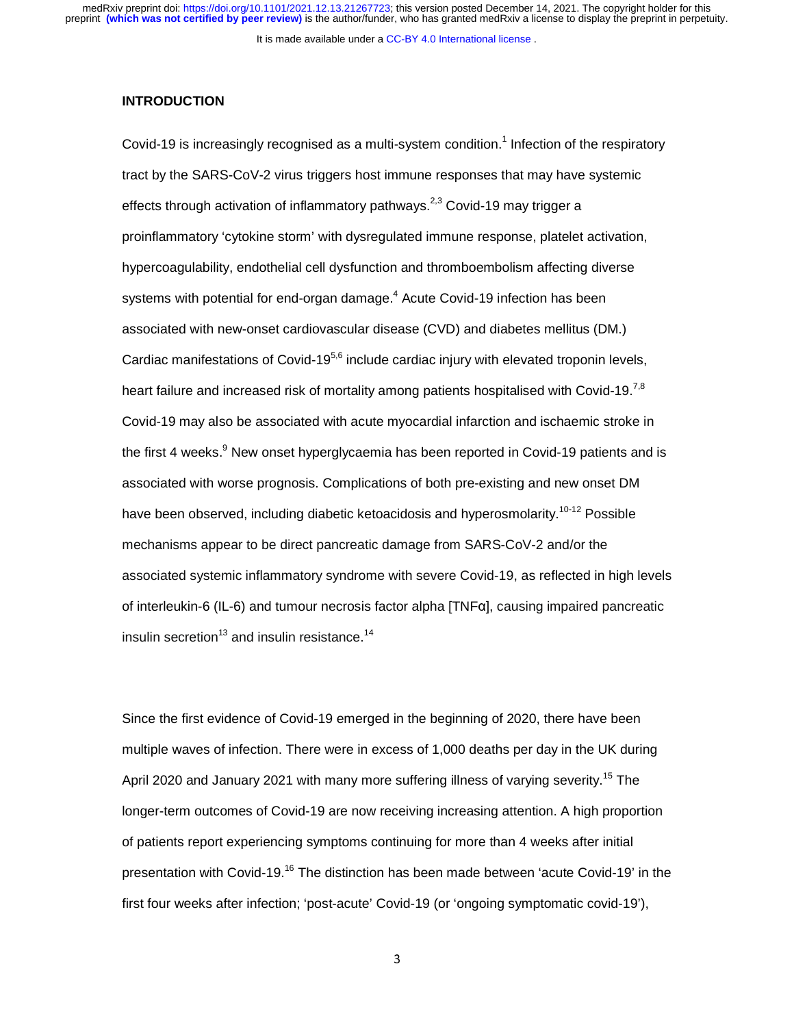## INTRODUCTION

Covid-19 is increasingly recognised as a multi-system condition.[1] Infection of the respiratory tract by the SARS-CoV-2 virus triggers host immune responses that may have systemic effects through activation of inflammatory pathways.[2,3] Covid-19 may trigger a proinflammatory 'cytokine storm' with dysregulated immune response, platelet activation, hypercoagulability, endothelial cell dysfunction and thromboembolism affecting diverse systems with potential for end-organ damage.[4] Acute Covid-19 infection has been associated with new-onset cardiovascular disease (CVD) and diabetes mellitus (DM.) Cardiac manifestations of Covid-19[5,6] include cardiac injury with elevated troponin levels, heart failure and increased risk of mortality among patients hospitalised with Covid-19.[7,8] Covid-19 may also be associated with acute myocardial infarction and ischaemic stroke in the first 4 weeks.[9] New onset hyperglycaemia has been reported in Covid-19 patients and is associated with worse prognosis. Complications of both pre-existing and new onset DM have been observed, including diabetic ketoacidosis and hyperosmolarity.[10-12] Possible mechanisms appear to be direct pancreatic damage from SARS-CoV-2 and/or the associated systemic inflammatory syndrome with severe Covid-19, as reflected in high levels of interleukin-6 (IL-6) and tumour necrosis factor alpha [TNFα], causing impaired pancreatic insulin secretion[13] and insulin resistance.[14]

Since the first evidence of Covid-19 emerged in the beginning of 2020, there have been multiple waves of infection. There were in excess of 1,000 deaths per day in the UK during April 2020 and January 2021 with many more suffering illness of varying severity.[15] The longer-term outcomes of Covid-19 are now receiving increasing attention. A high proportion of patients report experiencing symptoms continuing for more than 4 weeks after initial presentation with Covid-19.[16] The distinction has been made between 'acute Covid-19' in the first four weeks after infection; 'post-acute' Covid-19 (or 'ongoing symptomatic covid-19'),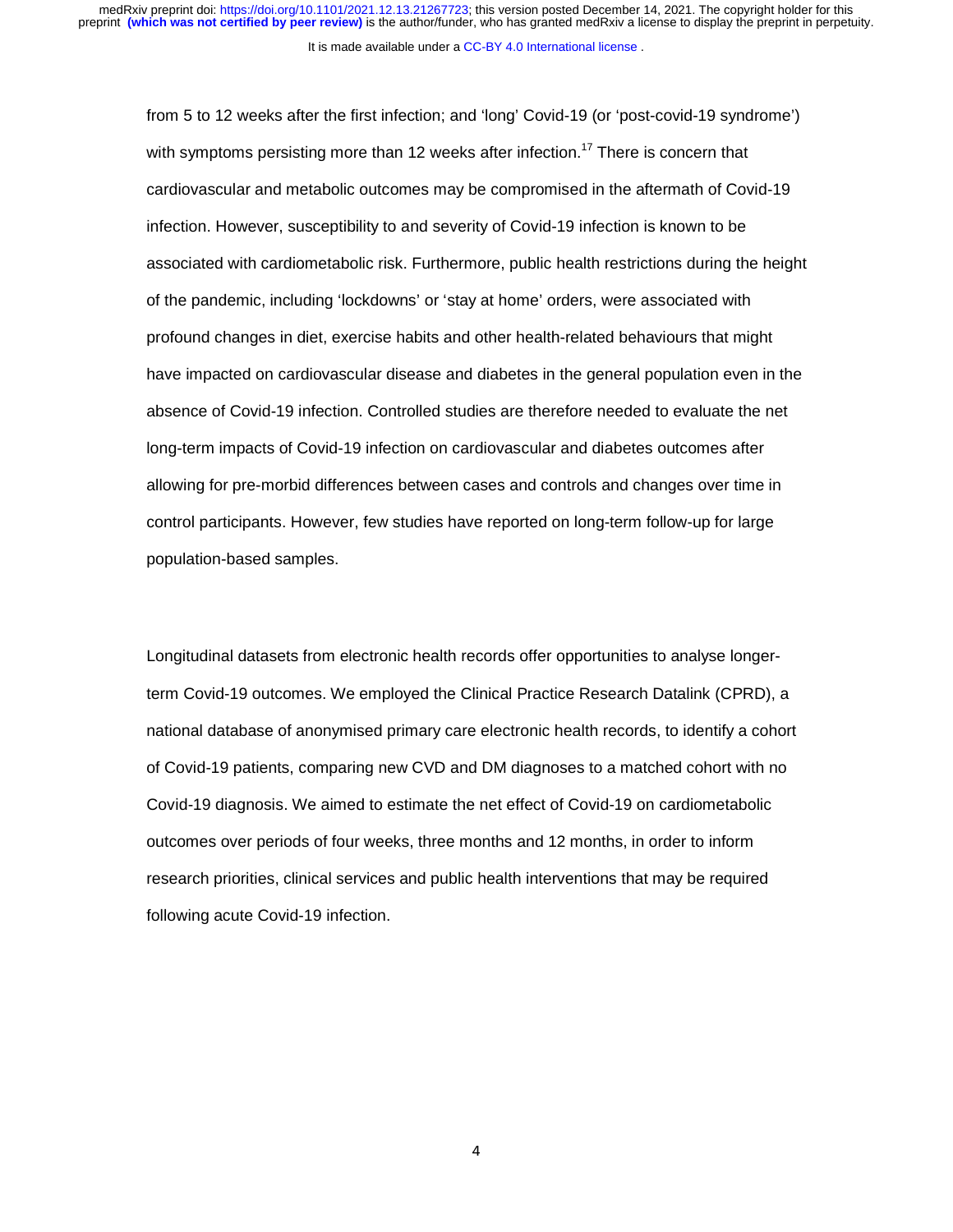from 5 to 12 weeks after the first infection; and 'long' Covid-19 (or 'post-covid-19 syndrome') with symptoms persisting more than 12 weeks after infection.[17] There is concern that cardiovascular and metabolic outcomes may be compromised in the aftermath of Covid-19 infection. However, susceptibility to and severity of Covid-19 infection is known to be associated with cardiometabolic risk. Furthermore, public health restrictions during the height of the pandemic, including 'lockdowns' or 'stay at home' orders, were associated with profound changes in diet, exercise habits and other health-related behaviours that might have impacted on cardiovascular disease and diabetes in the general population even in the absence of Covid-19 infection. Controlled studies are therefore needed to evaluate the net long-term impacts of Covid-19 infection on cardiovascular and diabetes outcomes after allowing for pre-morbid differences between cases and controls and changes over time in control participants. However, few studies have reported on long-term follow-up for large population-based samples.

Longitudinal datasets from electronic health records offer opportunities to analyse longer-term Covid-19 outcomes. We employed the Clinical Practice Research Datalink (CPRD), a national database of anonymised primary care electronic health records, to identify a cohort of Covid-19 patients, comparing new CVD and DM diagnoses to a matched cohort with no Covid-19 diagnosis. We aimed to estimate the net effect of Covid-19 on cardiometabolic outcomes over periods of four weeks, three months and 12 months, in order to inform research priorities, clinical services and public health interventions that may be required following acute Covid-19 infection.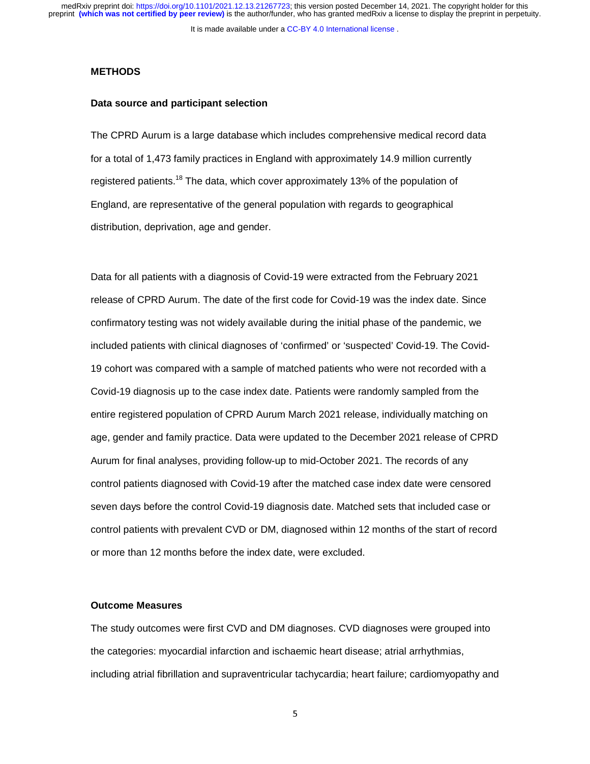## METHODS

### Data source and participant selection

The CPRD Aurum is a large database which includes comprehensive medical record data for a total of 1,473 family practices in England with approximately 14.9 million currently registered patients.[18] The data, which cover approximately 13% of the population of England, are representative of the general population with regards to geographical distribution, deprivation, age and gender.

Data for all patients with a diagnosis of Covid-19 were extracted from the February 2021 release of CPRD Aurum. The date of the first code for Covid-19 was the index date. Since confirmatory testing was not widely available during the initial phase of the pandemic, we included patients with clinical diagnoses of 'confirmed' or 'suspected' Covid-19. The Covid-19 cohort was compared with a sample of matched patients who were not recorded with a Covid-19 diagnosis up to the case index date. Patients were randomly sampled from the entire registered population of CPRD Aurum March 2021 release, individually matching on age, gender and family practice. Data were updated to the December 2021 release of CPRD Aurum for final analyses, providing follow-up to mid-October 2021. The records of any control patients diagnosed with Covid-19 after the matched case index date were censored seven days before the control Covid-19 diagnosis date. Matched sets that included case or control patients with prevalent CVD or DM, diagnosed within 12 months of the start of record or more than 12 months before the index date, were excluded.

### Outcome Measures

The study outcomes were first CVD and DM diagnoses. CVD diagnoses were grouped into the categories: myocardial infarction and ischaemic heart disease; atrial arrhythmias, including atrial fibrillation and supraventricular tachycardia; heart failure; cardiomyopathy and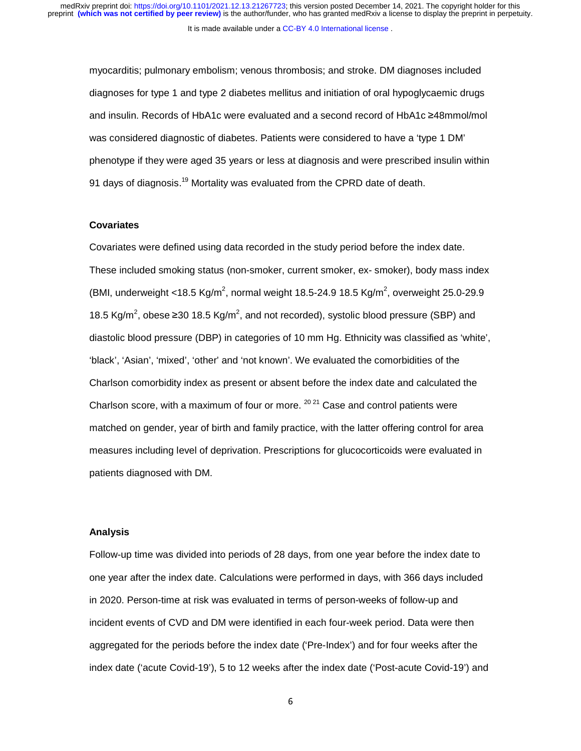myocarditis; pulmonary embolism; venous thrombosis; and stroke. DM diagnoses included diagnoses for type 1 and type 2 diabetes mellitus and initiation of oral hypoglycaemic drugs and insulin. Records of HbA1c were evaluated and a second record of HbA1c ≥48mmol/mol was considered diagnostic of diabetes. Patients were considered to have a 'type 1 DM' phenotype if they were aged 35 years or less at diagnosis and were prescribed insulin within 91 days of diagnosis.[19] Mortality was evaluated from the CPRD date of death.

**Covariates**

Covariates were defined using data recorded in the study period before the index date. These included smoking status (non-smoker, current smoker, ex- smoker), body mass index (BMI, underweight <18.5 Kg/m$^2$, normal weight 18.5-24.9 18.5 Kg/m$^2$, overweight 25.0-29.9 18.5 Kg/m$^2$, obese ≥30 18.5 Kg/m$^2$, and not recorded), systolic blood pressure (SBP) and diastolic blood pressure (DBP) in categories of 10 mm Hg. Ethnicity was classified as 'white', 'black', 'Asian', 'mixed', 'other' and 'not known'. We evaluated the comorbidities of the Charlson comorbidity index as present or absent before the index date and calculated the Charlson score, with a maximum of four or more.[20 21] Case and control patients were matched on gender, year of birth and family practice, with the latter offering control for area measures including level of deprivation. Prescriptions for glucocorticoids were evaluated in patients diagnosed with DM.

**Analysis**

Follow-up time was divided into periods of 28 days, from one year before the index date to one year after the index date. Calculations were performed in days, with 366 days included in 2020. Person-time at risk was evaluated in terms of person-weeks of follow-up and incident events of CVD and DM were identified in each four-week period. Data were then aggregated for the periods before the index date ('Pre-Index') and for four weeks after the index date ('acute Covid-19'), 5 to 12 weeks after the index date ('Post-acute Covid-19') and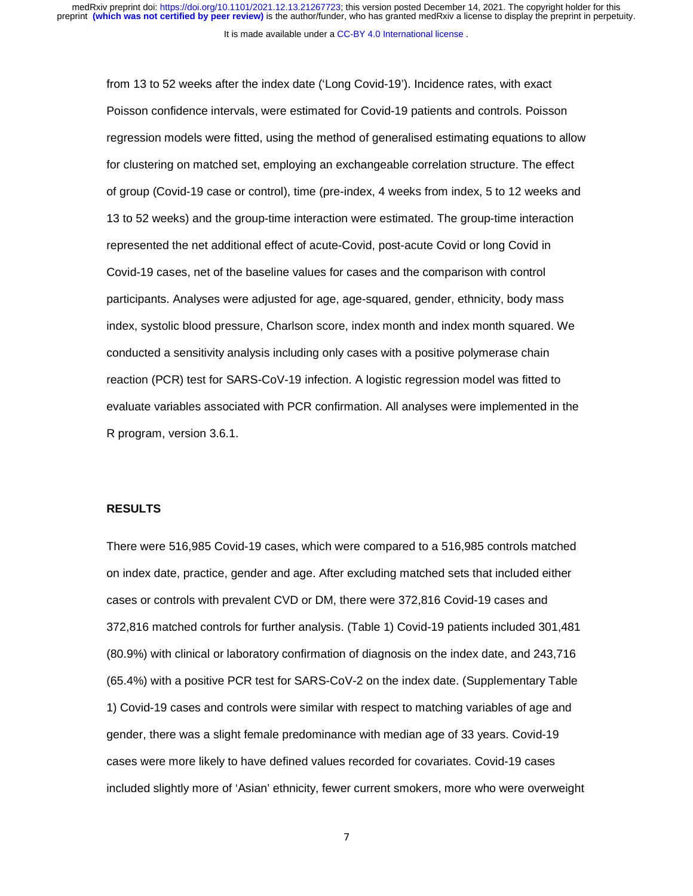from 13 to 52 weeks after the index date ('Long Covid-19'). Incidence rates, with exact Poisson confidence intervals, were estimated for Covid-19 patients and controls. Poisson regression models were fitted, using the method of generalised estimating equations to allow for clustering on matched set, employing an exchangeable correlation structure. The effect of group (Covid-19 case or control), time (pre-index, 4 weeks from index, 5 to 12 weeks and 13 to 52 weeks) and the group-time interaction were estimated. The group-time interaction represented the net additional effect of acute-Covid, post-acute Covid or long Covid in Covid-19 cases, net of the baseline values for cases and the comparison with control participants. Analyses were adjusted for age, age-squared, gender, ethnicity, body mass index, systolic blood pressure, Charlson score, index month and index month squared. We conducted a sensitivity analysis including only cases with a positive polymerase chain reaction (PCR) test for SARS-CoV-19 infection. A logistic regression model was fitted to evaluate variables associated with PCR confirmation. All analyses were implemented in the R program, version 3.6.1.

## RESULTS

There were 516,985 Covid-19 cases, which were compared to a 516,985 controls matched on index date, practice, gender and age. After excluding matched sets that included either cases or controls with prevalent CVD or DM, there were 372,816 Covid-19 cases and 372,816 matched controls for further analysis. (Table 1) Covid-19 patients included 301,481 (80.9%) with clinical or laboratory confirmation of diagnosis on the index date, and 243,716 (65.4%) with a positive PCR test for SARS-CoV-2 on the index date. (Supplementary Table 1) Covid-19 cases and controls were similar with respect to matching variables of age and gender, there was a slight female predominance with median age of 33 years. Covid-19 cases were more likely to have defined values recorded for covariates. Covid-19 cases included slightly more of 'Asian' ethnicity, fewer current smokers, more who were overweight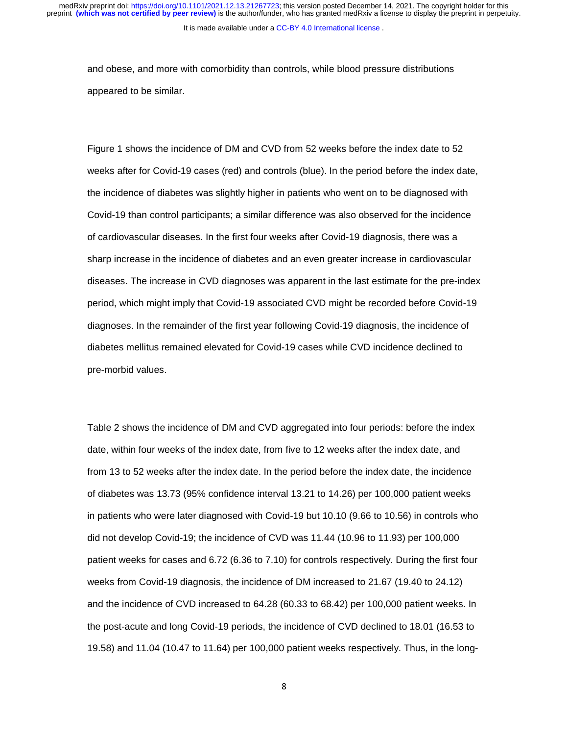and obese, and more with comorbidity than controls, while blood pressure distributions appeared to be similar.

Figure 1 shows the incidence of DM and CVD from 52 weeks before the index date to 52 weeks after for Covid-19 cases (red) and controls (blue). In the period before the index date, the incidence of diabetes was slightly higher in patients who went on to be diagnosed with Covid-19 than control participants; a similar difference was also observed for the incidence of cardiovascular diseases. In the first four weeks after Covid-19 diagnosis, there was a sharp increase in the incidence of diabetes and an even greater increase in cardiovascular diseases. The increase in CVD diagnoses was apparent in the last estimate for the pre-index period, which might imply that Covid-19 associated CVD might be recorded before Covid-19 diagnoses. In the remainder of the first year following Covid-19 diagnosis, the incidence of diabetes mellitus remained elevated for Covid-19 cases while CVD incidence declined to pre-morbid values.

Table 2 shows the incidence of DM and CVD aggregated into four periods: before the index date, within four weeks of the index date, from five to 12 weeks after the index date, and from 13 to 52 weeks after the index date. In the period before the index date, the incidence of diabetes was 13.73 (95% confidence interval 13.21 to 14.26) per 100,000 patient weeks in patients who were later diagnosed with Covid-19 but 10.10 (9.66 to 10.56) in controls who did not develop Covid-19; the incidence of CVD was 11.44 (10.96 to 11.93) per 100,000 patient weeks for cases and 6.72 (6.36 to 7.10) for controls respectively. During the first four weeks from Covid-19 diagnosis, the incidence of DM increased to 21.67 (19.40 to 24.12) and the incidence of CVD increased to 64.28 (60.33 to 68.42) per 100,000 patient weeks. In the post-acute and long Covid-19 periods, the incidence of CVD declined to 18.01 (16.53 to 19.58) and 11.04 (10.47 to 11.64) per 100,000 patient weeks respectively. Thus, in the long-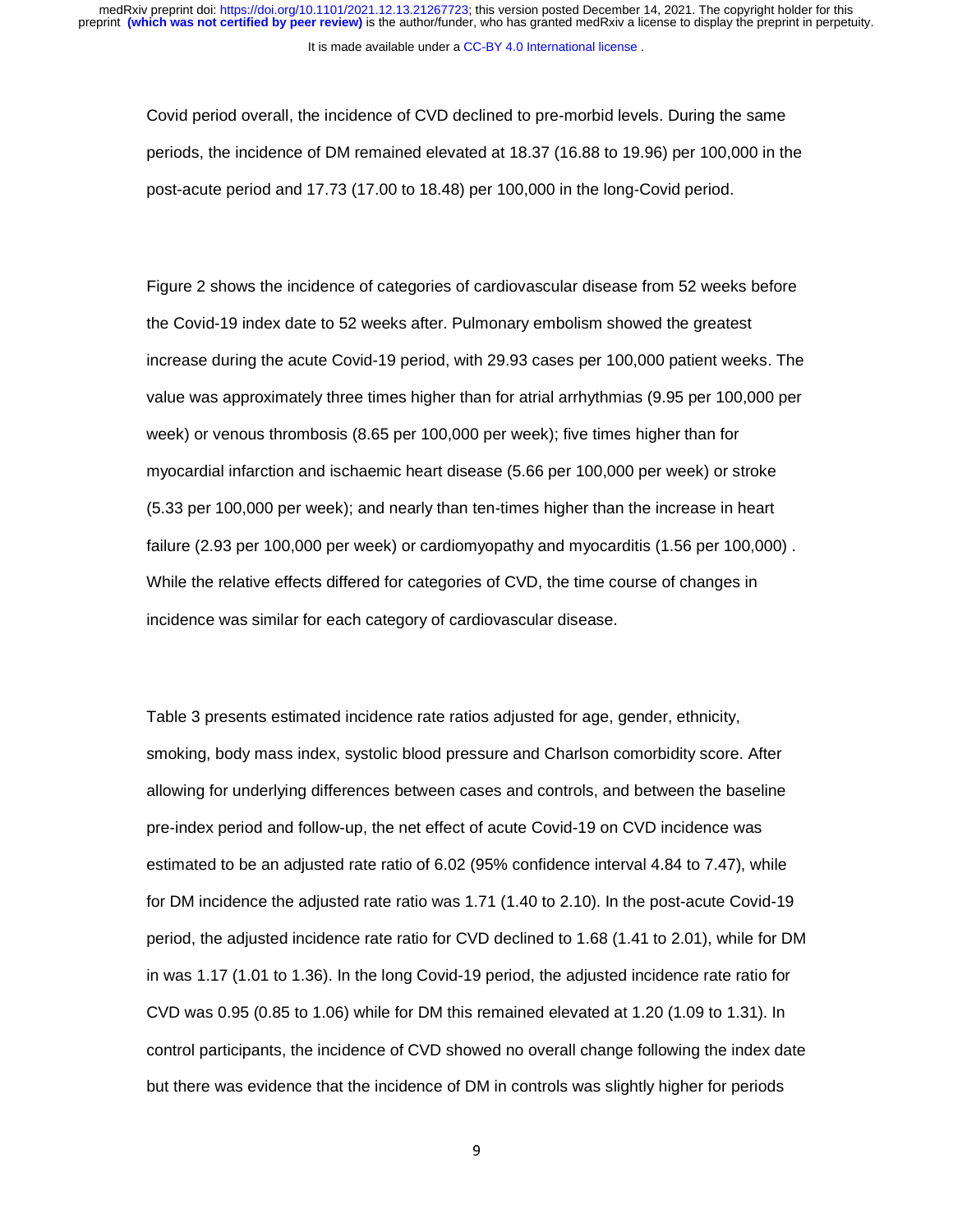Covid period overall, the incidence of CVD declined to pre-morbid levels. During the same periods, the incidence of DM remained elevated at 18.37 (16.88 to 19.96) per 100,000 in the post-acute period and 17.73 (17.00 to 18.48) per 100,000 in the long-Covid period.

Figure 2 shows the incidence of categories of cardiovascular disease from 52 weeks before the Covid-19 index date to 52 weeks after. Pulmonary embolism showed the greatest increase during the acute Covid-19 period, with 29.93 cases per 100,000 patient weeks. The value was approximately three times higher than for atrial arrhythmias (9.95 per 100,000 per week) or venous thrombosis (8.65 per 100,000 per week); five times higher than for myocardial infarction and ischaemic heart disease (5.66 per 100,000 per week) or stroke (5.33 per 100,000 per week); and nearly than ten-times higher than the increase in heart failure (2.93 per 100,000 per week) or cardiomyopathy and myocarditis (1.56 per 100,000) . While the relative effects differed for categories of CVD, the time course of changes in incidence was similar for each category of cardiovascular disease.

Table 3 presents estimated incidence rate ratios adjusted for age, gender, ethnicity, smoking, body mass index, systolic blood pressure and Charlson comorbidity score. After allowing for underlying differences between cases and controls, and between the baseline pre-index period and follow-up, the net effect of acute Covid-19 on CVD incidence was estimated to be an adjusted rate ratio of 6.02 (95% confidence interval 4.84 to 7.47), while for DM incidence the adjusted rate ratio was 1.71 (1.40 to 2.10). In the post-acute Covid-19 period, the adjusted incidence rate ratio for CVD declined to 1.68 (1.41 to 2.01), while for DM in was 1.17 (1.01 to 1.36). In the long Covid-19 period, the adjusted incidence rate ratio for CVD was 0.95 (0.85 to 1.06) while for DM this remained elevated at 1.20 (1.09 to 1.31). In control participants, the incidence of CVD showed no overall change following the index date but there was evidence that the incidence of DM in controls was slightly higher for periods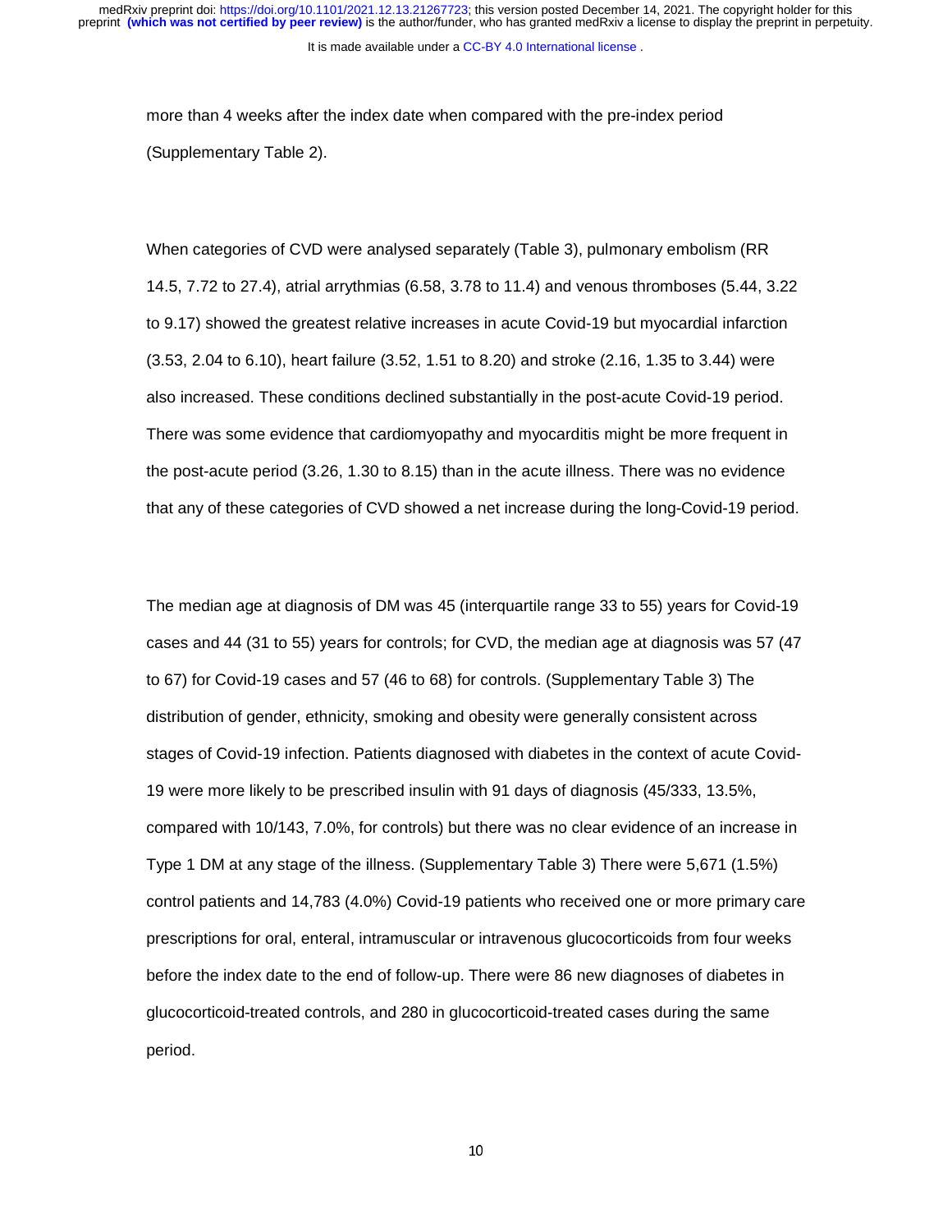more than 4 weeks after the index date when compared with the pre-index period (Supplementary Table 2).

When categories of CVD were analysed separately (Table 3), pulmonary embolism (RR 14.5, 7.72 to 27.4), atrial arrythmias (6.58, 3.78 to 11.4) and venous thromboses (5.44, 3.22 to 9.17) showed the greatest relative increases in acute Covid-19 but myocardial infarction (3.53, 2.04 to 6.10), heart failure (3.52, 1.51 to 8.20) and stroke (2.16, 1.35 to 3.44) were also increased. These conditions declined substantially in the post-acute Covid-19 period. There was some evidence that cardiomyopathy and myocarditis might be more frequent in the post-acute period (3.26, 1.30 to 8.15) than in the acute illness. There was no evidence that any of these categories of CVD showed a net increase during the long-Covid-19 period.

The median age at diagnosis of DM was 45 (interquartile range 33 to 55) years for Covid-19 cases and 44 (31 to 55) years for controls; for CVD, the median age at diagnosis was 57 (47 to 67) for Covid-19 cases and 57 (46 to 68) for controls. (Supplementary Table 3) The distribution of gender, ethnicity, smoking and obesity were generally consistent across stages of Covid-19 infection. Patients diagnosed with diabetes in the context of acute Covid-19 were more likely to be prescribed insulin with 91 days of diagnosis (45/333, 13.5%, compared with 10/143, 7.0%, for controls) but there was no clear evidence of an increase in Type 1 DM at any stage of the illness. (Supplementary Table 3) There were 5,671 (1.5%) control patients and 14,783 (4.0%) Covid-19 patients who received one or more primary care prescriptions for oral, enteral, intramuscular or intravenous glucocorticoids from four weeks before the index date to the end of follow-up. There were 86 new diagnoses of diabetes in glucocorticoid-treated controls, and 280 in glucocorticoid-treated cases during the same period.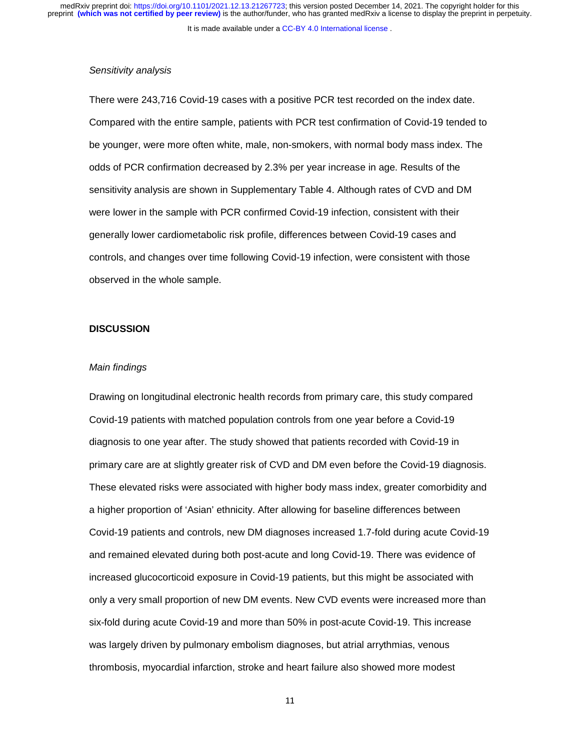*Sensitivity analysis*

There were 243,716 Covid-19 cases with a positive PCR test recorded on the index date. Compared with the entire sample, patients with PCR test confirmation of Covid-19 tended to be younger, were more often white, male, non-smokers, with normal body mass index. The odds of PCR confirmation decreased by 2.3% per year increase in age. Results of the sensitivity analysis are shown in Supplementary Table 4. Although rates of CVD and DM were lower in the sample with PCR confirmed Covid-19 infection, consistent with their generally lower cardiometabolic risk profile, differences between Covid-19 cases and controls, and changes over time following Covid-19 infection, were consistent with those observed in the whole sample.

## DISCUSSION

*Main findings*

Drawing on longitudinal electronic health records from primary care, this study compared Covid-19 patients with matched population controls from one year before a Covid-19 diagnosis to one year after. The study showed that patients recorded with Covid-19 in primary care are at slightly greater risk of CVD and DM even before the Covid-19 diagnosis. These elevated risks were associated with higher body mass index, greater comorbidity and a higher proportion of 'Asian' ethnicity. After allowing for baseline differences between Covid-19 patients and controls, new DM diagnoses increased 1.7-fold during acute Covid-19 and remained elevated during both post-acute and long Covid-19. There was evidence of increased glucocorticoid exposure in Covid-19 patients, but this might be associated with only a very small proportion of new DM events. New CVD events were increased more than six-fold during acute Covid-19 and more than 50% in post-acute Covid-19. This increase was largely driven by pulmonary embolism diagnoses, but atrial arrythmias, venous thrombosis, myocardial infarction, stroke and heart failure also showed more modest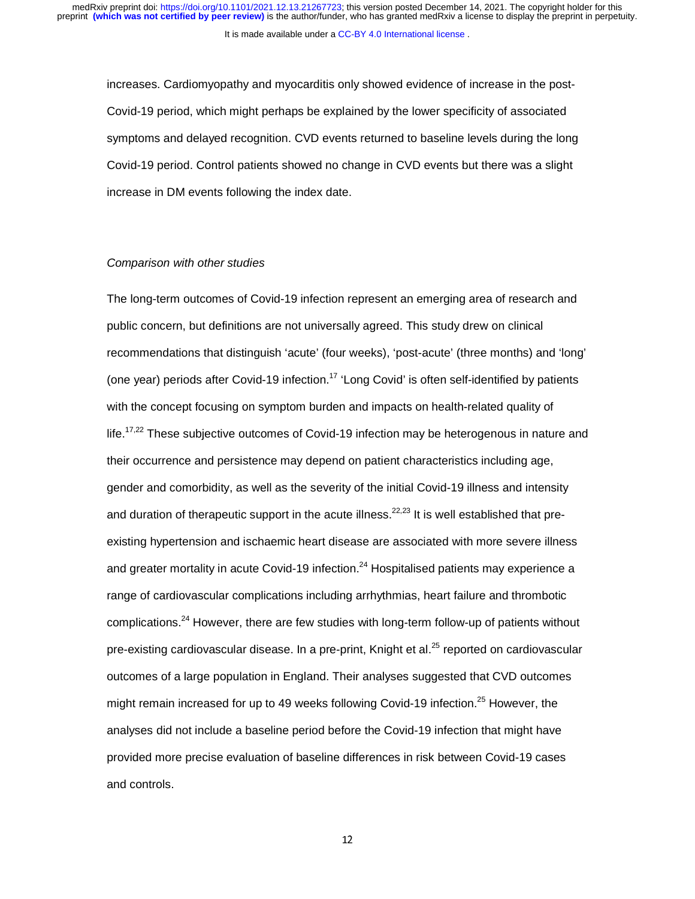increases. Cardiomyopathy and myocarditis only showed evidence of increase in the post-Covid-19 period, which might perhaps be explained by the lower specificity of associated symptoms and delayed recognition. CVD events returned to baseline levels during the long Covid-19 period. Control patients showed no change in CVD events but there was a slight increase in DM events following the index date.

*Comparison with other studies*

The long-term outcomes of Covid-19 infection represent an emerging area of research and public concern, but definitions are not universally agreed. This study drew on clinical recommendations that distinguish 'acute' (four weeks), 'post-acute' (three months) and 'long' (one year) periods after Covid-19 infection.[17] 'Long Covid' is often self-identified by patients with the concept focusing on symptom burden and impacts on health-related quality of life.[17,22] These subjective outcomes of Covid-19 infection may be heterogenous in nature and their occurrence and persistence may depend on patient characteristics including age, gender and comorbidity, as well as the severity of the initial Covid-19 illness and intensity and duration of therapeutic support in the acute illness.[22,23] It is well established that pre-existing hypertension and ischaemic heart disease are associated with more severe illness and greater mortality in acute Covid-19 infection.[24] Hospitalised patients may experience a range of cardiovascular complications including arrhythmias, heart failure and thrombotic complications.[24] However, there are few studies with long-term follow-up of patients without pre-existing cardiovascular disease. In a pre-print, Knight et al.[25] reported on cardiovascular outcomes of a large population in England. Their analyses suggested that CVD outcomes might remain increased for up to 49 weeks following Covid-19 infection.[25] However, the analyses did not include a baseline period before the Covid-19 infection that might have provided more precise evaluation of baseline differences in risk between Covid-19 cases and controls.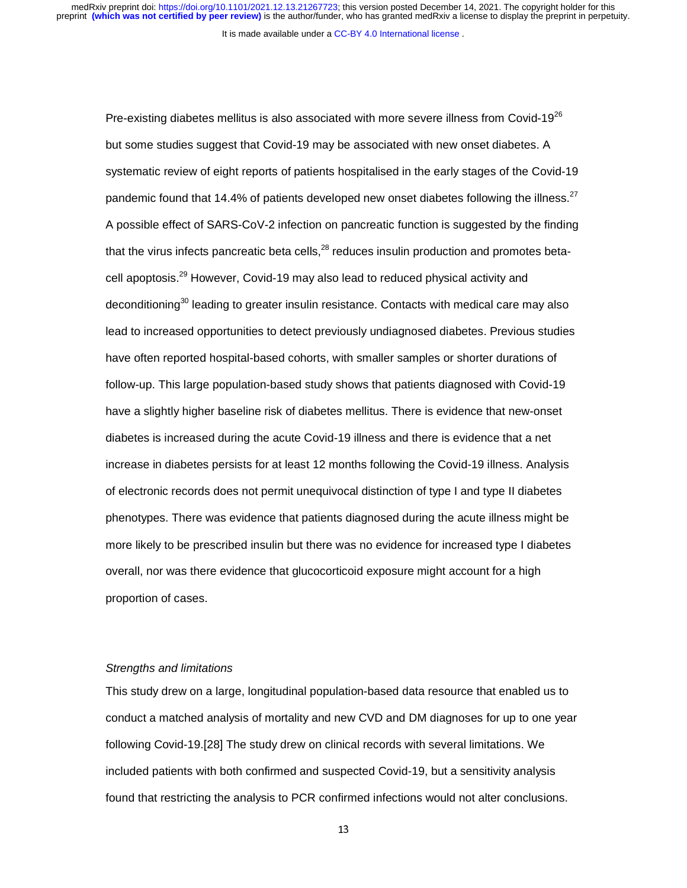Pre-existing diabetes mellitus is also associated with more severe illness from Covid-19[26] but some studies suggest that Covid-19 may be associated with new onset diabetes. A systematic review of eight reports of patients hospitalised in the early stages of the Covid-19 pandemic found that 14.4% of patients developed new onset diabetes following the illness.[27] A possible effect of SARS-CoV-2 infection on pancreatic function is suggested by the finding that the virus infects pancreatic beta cells,[28] reduces insulin production and promotes beta-cell apoptosis.[29] However, Covid-19 may also lead to reduced physical activity and deconditioning[30] leading to greater insulin resistance. Contacts with medical care may also lead to increased opportunities to detect previously undiagnosed diabetes. Previous studies have often reported hospital-based cohorts, with smaller samples or shorter durations of follow-up. This large population-based study shows that patients diagnosed with Covid-19 have a slightly higher baseline risk of diabetes mellitus. There is evidence that new-onset diabetes is increased during the acute Covid-19 illness and there is evidence that a net increase in diabetes persists for at least 12 months following the Covid-19 illness. Analysis of electronic records does not permit unequivocal distinction of type I and type II diabetes phenotypes. There was evidence that patients diagnosed during the acute illness might be more likely to be prescribed insulin but there was no evidence for increased type I diabetes overall, nor was there evidence that glucocorticoid exposure might account for a high proportion of cases.

*Strengths and limitations*

This study drew on a large, longitudinal population-based data resource that enabled us to conduct a matched analysis of mortality and new CVD and DM diagnoses for up to one year following Covid-19.[28] The study drew on clinical records with several limitations. We included patients with both confirmed and suspected Covid-19, but a sensitivity analysis found that restricting the analysis to PCR confirmed infections would not alter conclusions.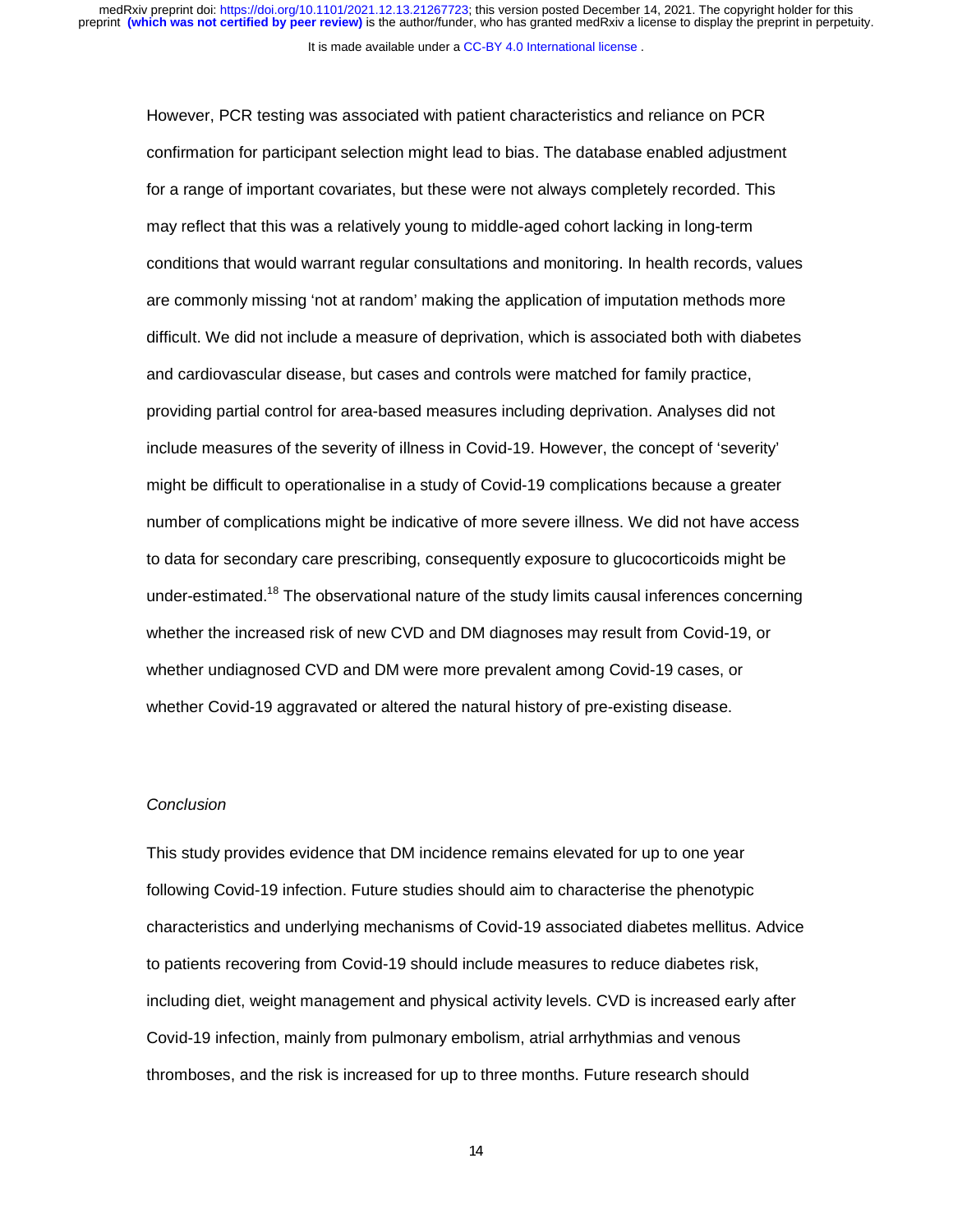However, PCR testing was associated with patient characteristics and reliance on PCR confirmation for participant selection might lead to bias. The database enabled adjustment for a range of important covariates, but these were not always completely recorded. This may reflect that this was a relatively young to middle-aged cohort lacking in long-term conditions that would warrant regular consultations and monitoring. In health records, values are commonly missing 'not at random' making the application of imputation methods more difficult. We did not include a measure of deprivation, which is associated both with diabetes and cardiovascular disease, but cases and controls were matched for family practice, providing partial control for area-based measures including deprivation. Analyses did not include measures of the severity of illness in Covid-19. However, the concept of 'severity' might be difficult to operationalise in a study of Covid-19 complications because a greater number of complications might be indicative of more severe illness. We did not have access to data for secondary care prescribing, consequently exposure to glucocorticoids might be under-estimated.[18] The observational nature of the study limits causal inferences concerning whether the increased risk of new CVD and DM diagnoses may result from Covid-19, or whether undiagnosed CVD and DM were more prevalent among Covid-19 cases, or whether Covid-19 aggravated or altered the natural history of pre-existing disease.

*Conclusion*

This study provides evidence that DM incidence remains elevated for up to one year following Covid-19 infection. Future studies should aim to characterise the phenotypic characteristics and underlying mechanisms of Covid-19 associated diabetes mellitus. Advice to patients recovering from Covid-19 should include measures to reduce diabetes risk, including diet, weight management and physical activity levels. CVD is increased early after Covid-19 infection, mainly from pulmonary embolism, atrial arrhythmias and venous thromboses, and the risk is increased for up to three months. Future research should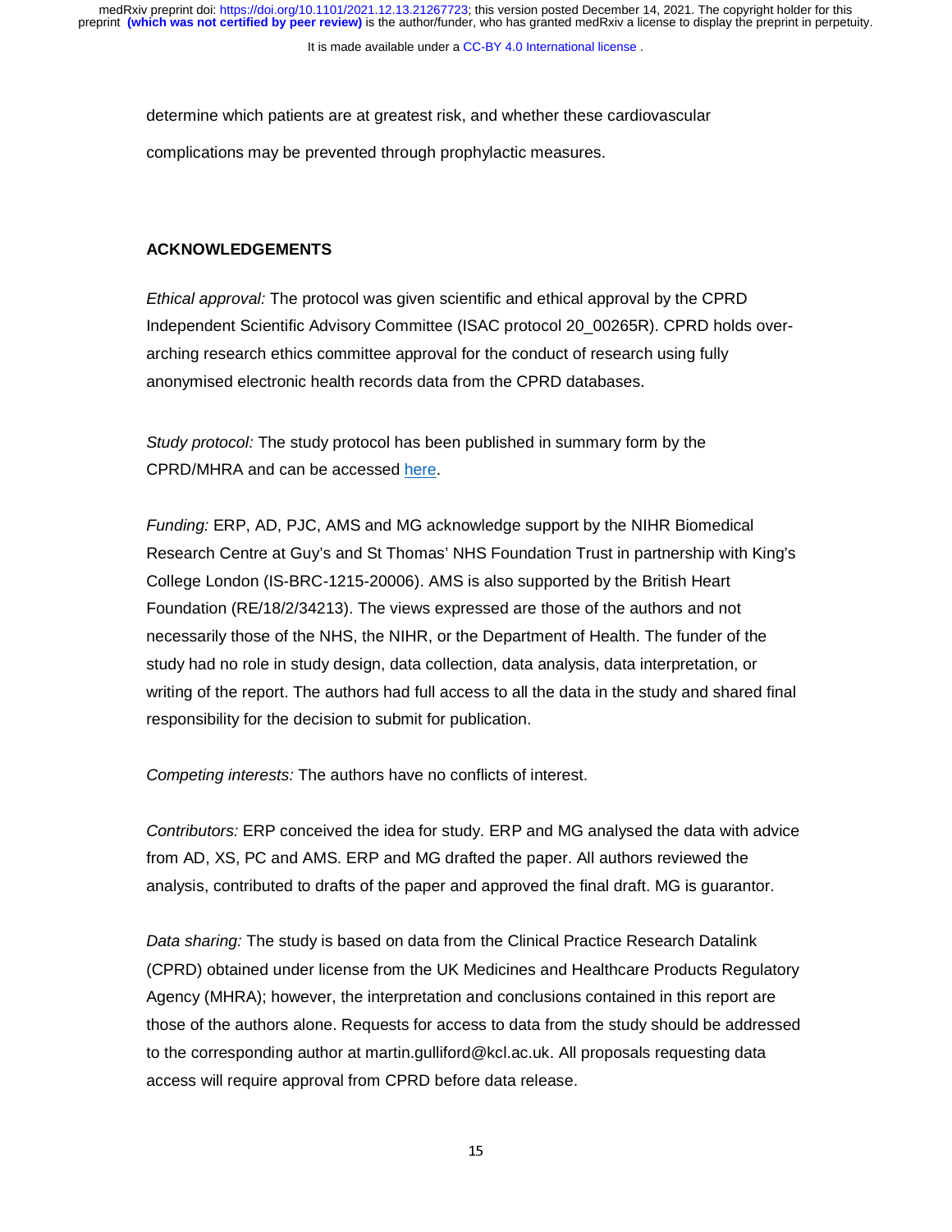determine which patients are at greatest risk, and whether these cardiovascular complications may be prevented through prophylactic measures.

## ACKNOWLEDGEMENTS

*Ethical approval:* The protocol was given scientific and ethical approval by the CPRD Independent Scientific Advisory Committee (ISAC protocol 20_00265R). CPRD holds over-arching research ethics committee approval for the conduct of research using fully anonymised electronic health records data from the CPRD databases.

*Study protocol:* The study protocol has been published in summary form by the CPRD/MHRA and can be accessed here.

*Funding:* ERP, AD, PJC, AMS and MG acknowledge support by the NIHR Biomedical Research Centre at Guy's and St Thomas' NHS Foundation Trust in partnership with King's College London (IS-BRC-1215-20006). AMS is also supported by the British Heart Foundation (RE/18/2/34213). The views expressed are those of the authors and not necessarily those of the NHS, the NIHR, or the Department of Health. The funder of the study had no role in study design, data collection, data analysis, data interpretation, or writing of the report. The authors had full access to all the data in the study and shared final responsibility for the decision to submit for publication.

*Competing interests:* The authors have no conflicts of interest.

*Contributors:* ERP conceived the idea for study. ERP and MG analysed the data with advice from AD, XS, PC and AMS. ERP and MG drafted the paper. All authors reviewed the analysis, contributed to drafts of the paper and approved the final draft. MG is guarantor.

*Data sharing:* The study is based on data from the Clinical Practice Research Datalink (CPRD) obtained under license from the UK Medicines and Healthcare Products Regulatory Agency (MHRA); however, the interpretation and conclusions contained in this report are those of the authors alone. Requests for access to data from the study should be addressed to the corresponding author at martin.gulliford@kcl.ac.uk. All proposals requesting data access will require approval from CPRD before data release.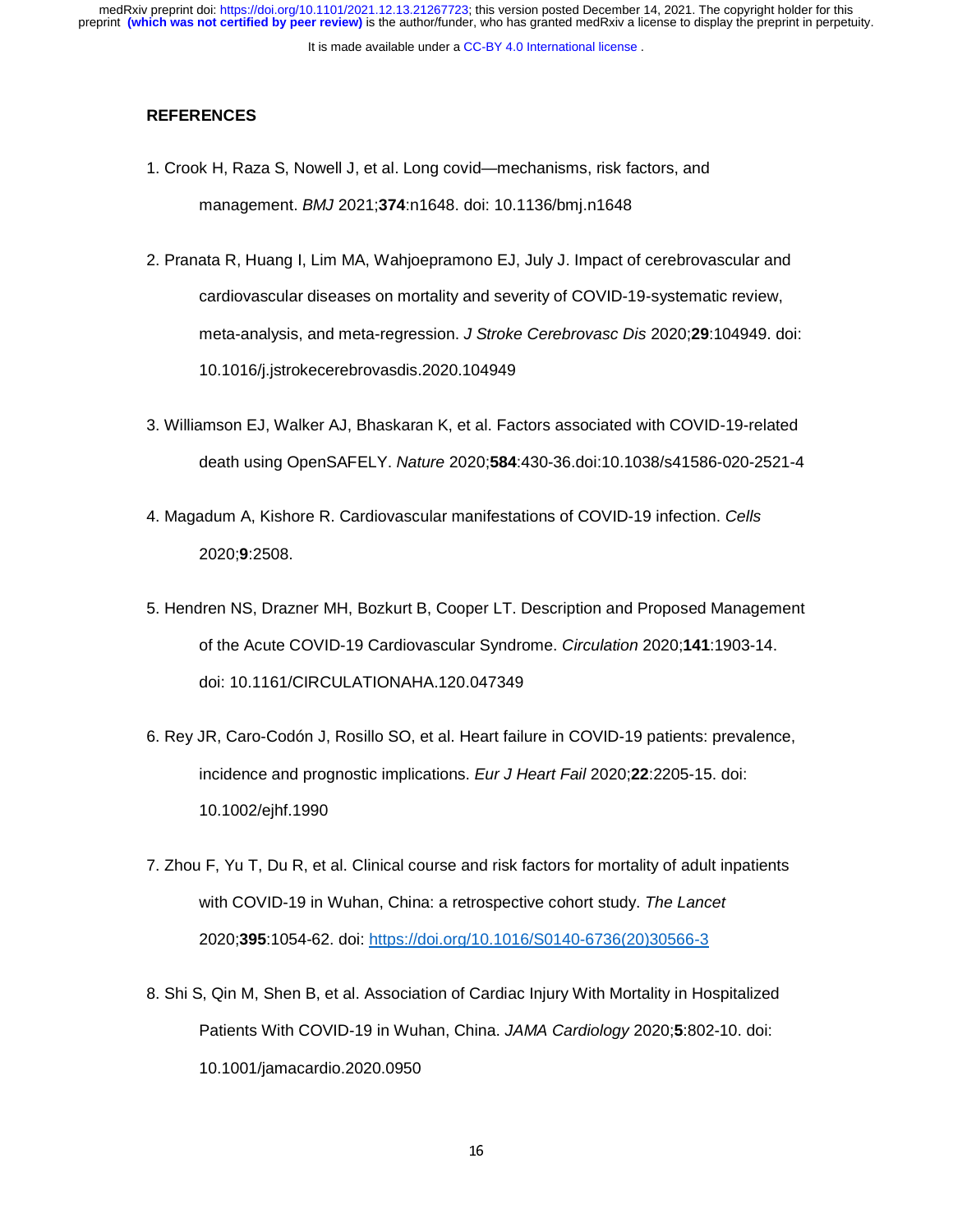## REFERENCES

1. Crook H, Raza S, Nowell J, et al. Long covid—mechanisms, risk factors, and management. *BMJ* 2021;**374**:n1648. doi: 10.1136/bmj.n1648

2. Pranata R, Huang I, Lim MA, Wahjoepramono EJ, July J. Impact of cerebrovascular and cardiovascular diseases on mortality and severity of COVID-19-systematic review, meta-analysis, and meta-regression. *J Stroke Cerebrovasc Dis* 2020;**29**:104949. doi: 10.1016/j.jstrokecerebrovasdis.2020.104949

3. Williamson EJ, Walker AJ, Bhaskaran K, et al. Factors associated with COVID-19-related death using OpenSAFELY. *Nature* 2020;**584**:430-36.doi:10.1038/s41586-020-2521-4

4. Magadum A, Kishore R. Cardiovascular manifestations of COVID-19 infection. *Cells* 2020;**9**:2508.

5. Hendren NS, Drazner MH, Bozkurt B, Cooper LT. Description and Proposed Management of the Acute COVID-19 Cardiovascular Syndrome. *Circulation* 2020;**141**:1903-14. doi: 10.1161/CIRCULATIONAHA.120.047349

6. Rey JR, Caro-Codón J, Rosillo SO, et al. Heart failure in COVID-19 patients: prevalence, incidence and prognostic implications. *Eur J Heart Fail* 2020;**22**:2205-15. doi: 10.1002/ejhf.1990

7. Zhou F, Yu T, Du R, et al. Clinical course and risk factors for mortality of adult inpatients with COVID-19 in Wuhan, China: a retrospective cohort study. *The Lancet* 2020;**395**:1054-62. doi: https://doi.org/10.1016/S0140-6736(20)30566-3

8. Shi S, Qin M, Shen B, et al. Association of Cardiac Injury With Mortality in Hospitalized Patients With COVID-19 in Wuhan, China. *JAMA Cardiology* 2020;**5**:802-10. doi: 10.1001/jamacardio.2020.0950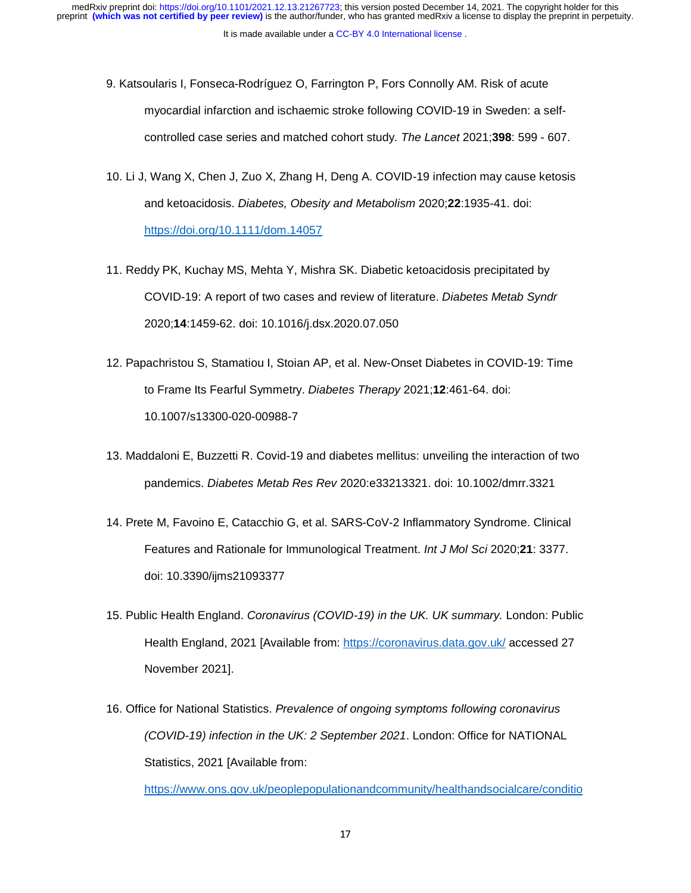9. Katsoularis I, Fonseca-Rodríguez O, Farrington P, Fors Connolly AM. Risk of acute myocardial infarction and ischaemic stroke following COVID-19 in Sweden: a self-controlled case series and matched cohort study. *The Lancet* 2021;**398**: 599 - 607.

10. Li J, Wang X, Chen J, Zuo X, Zhang H, Deng A. COVID-19 infection may cause ketosis and ketoacidosis. *Diabetes, Obesity and Metabolism* 2020;**22**:1935-41. doi: https://doi.org/10.1111/dom.14057

11. Reddy PK, Kuchay MS, Mehta Y, Mishra SK. Diabetic ketoacidosis precipitated by COVID-19: A report of two cases and review of literature. *Diabetes Metab Syndr* 2020;**14**:1459-62. doi: 10.1016/j.dsx.2020.07.050

12. Papachristou S, Stamatiou I, Stoian AP, et al. New-Onset Diabetes in COVID-19: Time to Frame Its Fearful Symmetry. *Diabetes Therapy* 2021;**12**:461-64. doi: 10.1007/s13300-020-00988-7

13. Maddaloni E, Buzzetti R. Covid-19 and diabetes mellitus: unveiling the interaction of two pandemics. *Diabetes Metab Res Rev* 2020:e33213321. doi: 10.1002/dmrr.3321

14. Prete M, Favoino E, Catacchio G, et al. SARS-CoV-2 Inflammatory Syndrome. Clinical Features and Rationale for Immunological Treatment. *Int J Mol Sci* 2020;**21**: 3377. doi: 10.3390/ijms21093377

15. Public Health England. *Coronavirus (COVID-19) in the UK. UK summary.* London: Public Health England, 2021 [Available from: https://coronavirus.data.gov.uk/ accessed 27 November 2021].

16. Office for National Statistics. *Prevalence of ongoing symptoms following coronavirus (COVID-19) infection in the UK: 2 September 2021*. London: Office for NATIONAL Statistics, 2021 [Available from: https://www.ons.gov.uk/peoplepopulationandcommunity/healthandsocialcare/conditio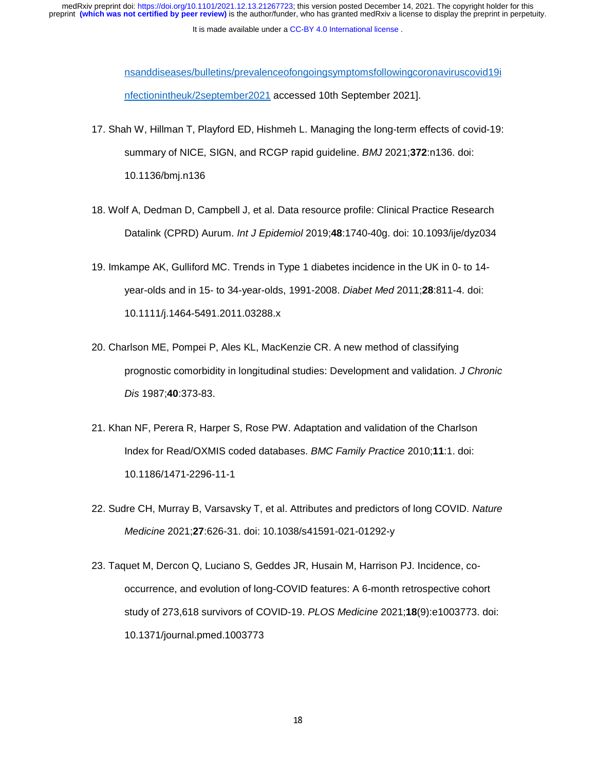nsanddiseases/bulletins/prevalenceofongoingsymptomsfollowingcoronaviruscovid19infectionintheuk/2september2021 accessed 10th September 2021].

17. Shah W, Hillman T, Playford ED, Hishmeh L. Managing the long-term effects of covid-19: summary of NICE, SIGN, and RCGP rapid guideline. *BMJ* 2021;**372**:n136. doi: 10.1136/bmj.n136

18. Wolf A, Dedman D, Campbell J, et al. Data resource profile: Clinical Practice Research Datalink (CPRD) Aurum. *Int J Epidemiol* 2019;**48**:1740-40g. doi: 10.1093/ije/dyz034

19. Imkampe AK, Gulliford MC. Trends in Type 1 diabetes incidence in the UK in 0- to 14-year-olds and in 15- to 34-year-olds, 1991-2008. *Diabet Med* 2011;**28**:811-4. doi: 10.1111/j.1464-5491.2011.03288.x

20. Charlson ME, Pompei P, Ales KL, MacKenzie CR. A new method of classifying prognostic comorbidity in longitudinal studies: Development and validation. *J Chronic Dis* 1987;**40**:373-83.

21. Khan NF, Perera R, Harper S, Rose PW. Adaptation and validation of the Charlson Index for Read/OXMIS coded databases. *BMC Family Practice* 2010;**11**:1. doi: 10.1186/1471-2296-11-1

22. Sudre CH, Murray B, Varsavsky T, et al. Attributes and predictors of long COVID. *Nature Medicine* 2021;**27**:626-31. doi: 10.1038/s41591-021-01292-y

23. Taquet M, Dercon Q, Luciano S, Geddes JR, Husain M, Harrison PJ. Incidence, co-occurrence, and evolution of long-COVID features: A 6-month retrospective cohort study of 273,618 survivors of COVID-19. *PLOS Medicine* 2021;**18**(9):e1003773. doi: 10.1371/journal.pmed.1003773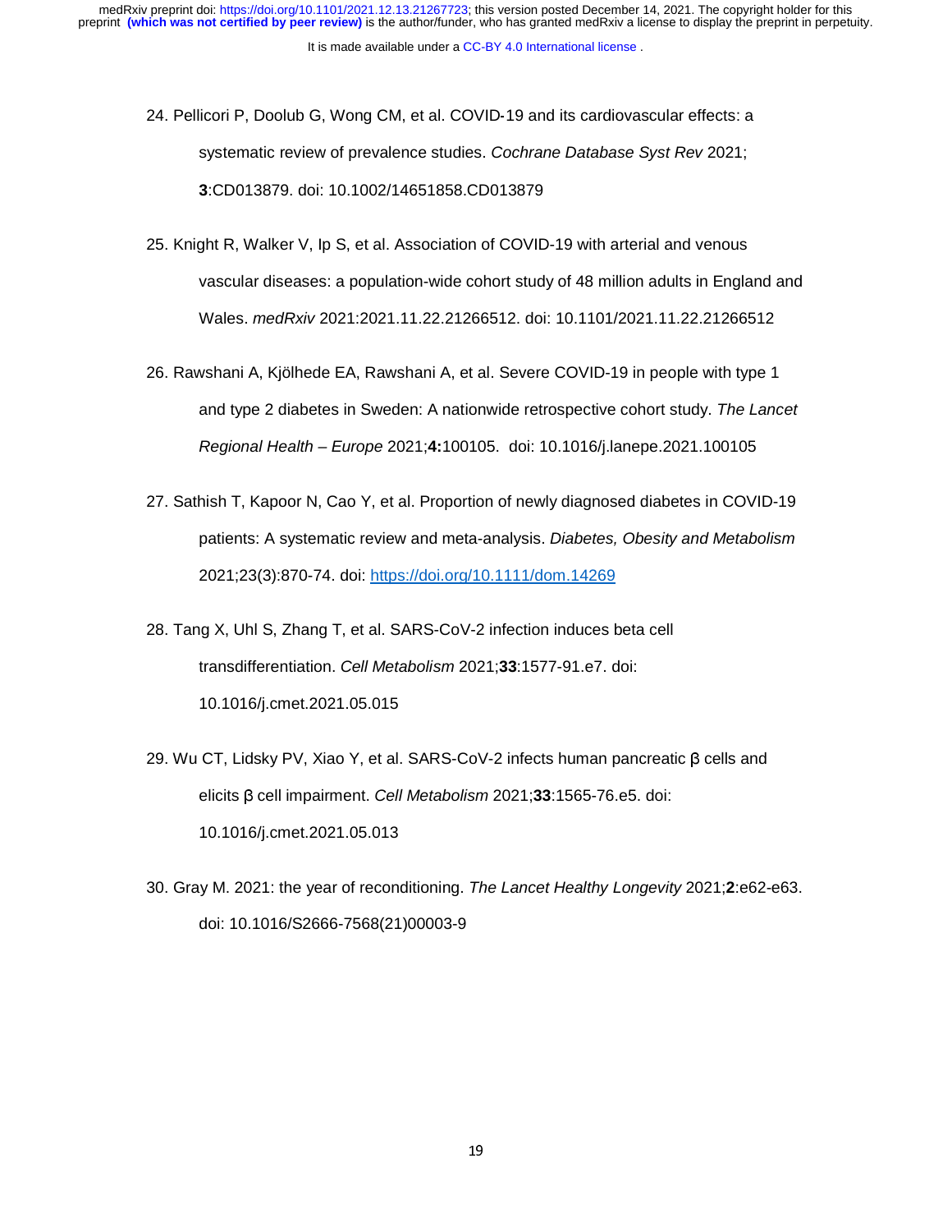24. Pellicori P, Doolub G, Wong CM, et al. COVID-19 and its cardiovascular effects: a systematic review of prevalence studies. *Cochrane Database Syst Rev* 2021; **3**:CD013879. doi: 10.1002/14651858.CD013879

25. Knight R, Walker V, Ip S, et al. Association of COVID-19 with arterial and venous vascular diseases: a population-wide cohort study of 48 million adults in England and Wales. *medRxiv* 2021:2021.11.22.21266512. doi: 10.1101/2021.11.22.21266512

26. Rawshani A, Kjölhede EA, Rawshani A, et al. Severe COVID-19 in people with type 1 and type 2 diabetes in Sweden: A nationwide retrospective cohort study. *The Lancet Regional Health – Europe* 2021;**4:**100105. doi: 10.1016/j.lanepe.2021.100105

27. Sathish T, Kapoor N, Cao Y, et al. Proportion of newly diagnosed diabetes in COVID-19 patients: A systematic review and meta-analysis. *Diabetes, Obesity and Metabolism* 2021;23(3):870-74. doi: https://doi.org/10.1111/dom.14269

28. Tang X, Uhl S, Zhang T, et al. SARS-CoV-2 infection induces beta cell transdifferentiation. *Cell Metabolism* 2021;**33**:1577-91.e7. doi: 10.1016/j.cmet.2021.05.015

29. Wu CT, Lidsky PV, Xiao Y, et al. SARS-CoV-2 infects human pancreatic β cells and elicits β cell impairment. *Cell Metabolism* 2021;**33**:1565-76.e5. doi: 10.1016/j.cmet.2021.05.013

30. Gray M. 2021: the year of reconditioning. *The Lancet Healthy Longevity* 2021;**2**:e62-e63. doi: 10.1016/S2666-7568(21)00003-9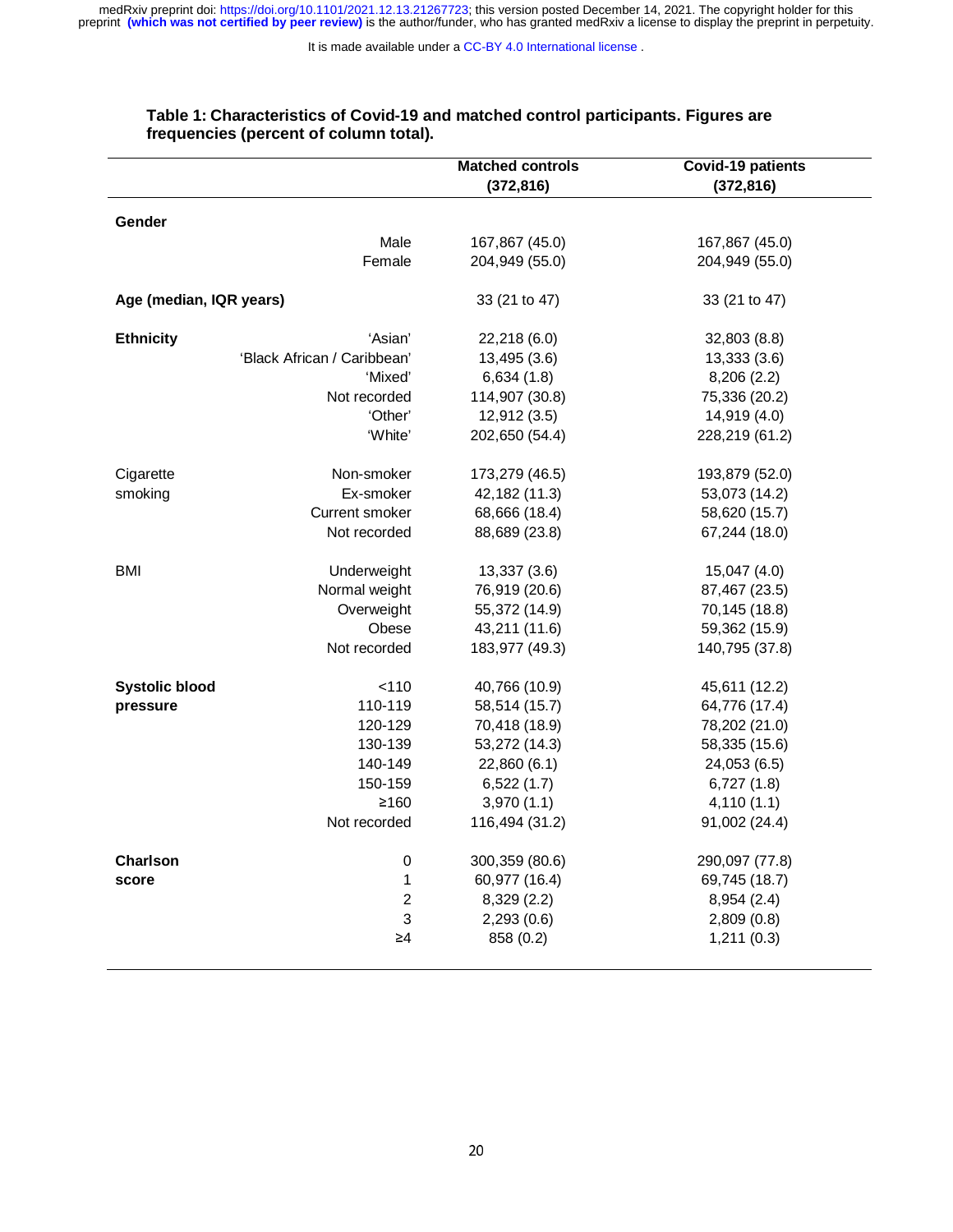**Table 1: Characteristics of Covid-19 and matched control participants. Figures are frequencies (percent of column total).**

| | | Matched controls (372,816) | Covid-19 patients (372,816) |
|---|---|---|---|
| **Gender** | | | |
| | Male | 167,867 (45.0) | 167,867 (45.0) |
| | Female | 204,949 (55.0) | 204,949 (55.0) |
| **Age (median, IQR years)** | | 33 (21 to 47) | 33 (21 to 47) |
| **Ethnicity** | 'Asian' | 22,218 (6.0) | 32,803 (8.8) |
| | 'Black African / Caribbean' | 13,495 (3.6) | 13,333 (3.6) |
| | 'Mixed' | 6,634 (1.8) | 8,206 (2.2) |
| | Not recorded | 114,907 (30.8) | 75,336 (20.2) |
| | 'Other' | 12,912 (3.5) | 14,919 (4.0) |
| | 'White' | 202,650 (54.4) | 228,219 (61.2) |
| Cigarette smoking | Non-smoker | 173,279 (46.5) | 193,879 (52.0) |
| | Ex-smoker | 42,182 (11.3) | 53,073 (14.2) |
| | Current smoker | 68,666 (18.4) | 58,620 (15.7) |
| | Not recorded | 88,689 (23.8) | 67,244 (18.0) |
| BMI | Underweight | 13,337 (3.6) | 15,047 (4.0) |
| | Normal weight | 76,919 (20.6) | 87,467 (23.5) |
| | Overweight | 55,372 (14.9) | 70,145 (18.8) |
| | Obese | 43,211 (11.6) | 59,362 (15.9) |
| | Not recorded | 183,977 (49.3) | 140,795 (37.8) |
| **Systolic blood pressure** | <110 | 40,766 (10.9) | 45,611 (12.2) |
| | 110-119 | 58,514 (15.7) | 64,776 (17.4) |
| | 120-129 | 70,418 (18.9) | 78,202 (21.0) |
| | 130-139 | 53,272 (14.3) | 58,335 (15.6) |
| | 140-149 | 22,860 (6.1) | 24,053 (6.5) |
| | 150-159 | 6,522 (1.7) | 6,727 (1.8) |
| | ≥160 | 3,970 (1.1) | 4,110 (1.1) |
| | Not recorded | 116,494 (31.2) | 91,002 (24.4) |
| **Charlson score** | 0 | 300,359 (80.6) | 290,097 (77.8) |
| | 1 | 60,977 (16.4) | 69,745 (18.7) |
| | 2 | 8,329 (2.2) | 8,954 (2.4) |
| | 3 | 2,293 (0.6) | 2,809 (0.8) |
| | ≥4 | 858 (0.2) | 1,211 (0.3) |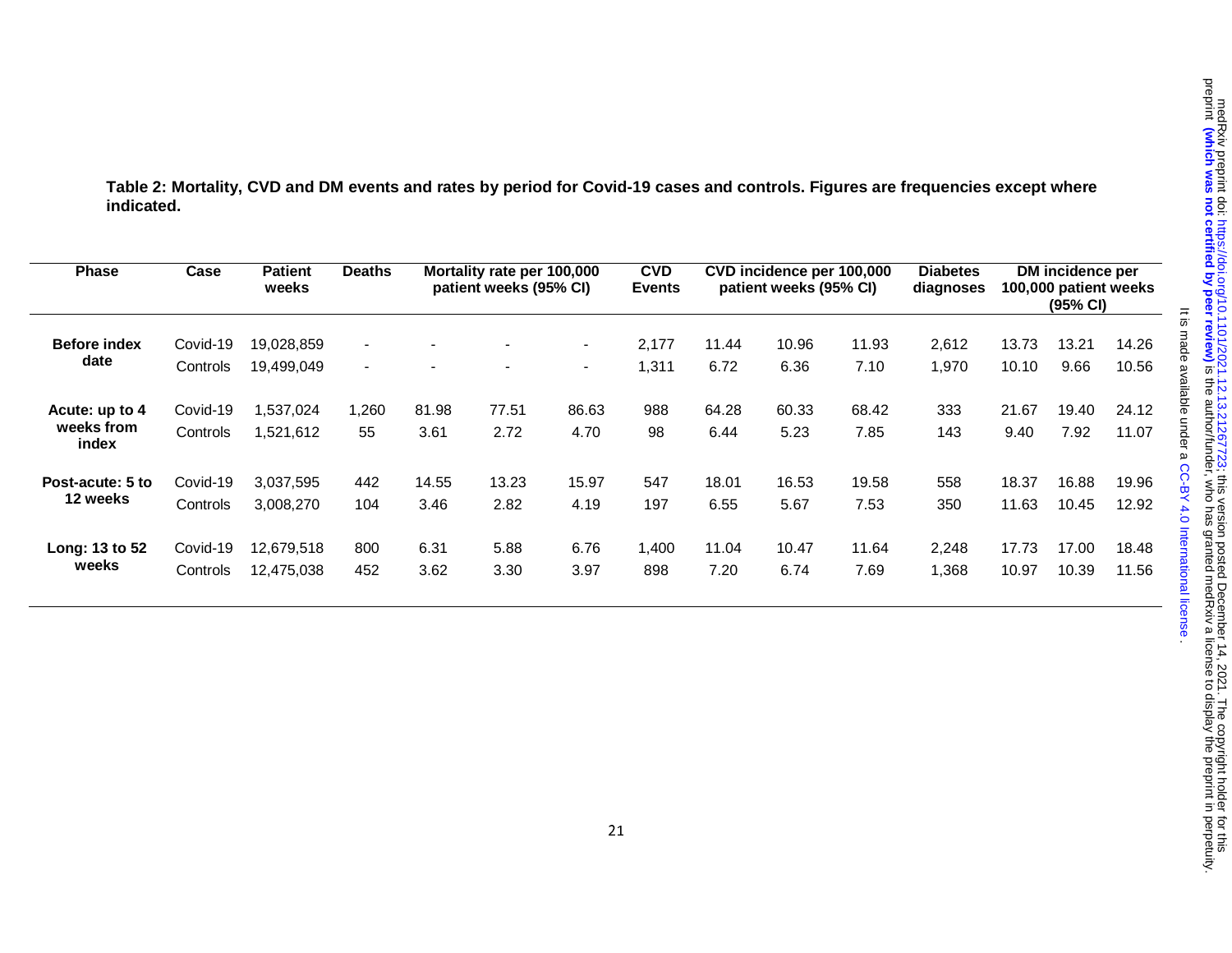**Table 2: Mortality, CVD and DM events and rates by period for Covid-19 cases and controls. Figures are frequencies except where indicated.**

| Phase | Case | Patient weeks | Deaths | Mortality rate per 100,000 patient weeks (95% CI) | | | CVD Events | CVD incidence per 100,000 patient weeks (95% CI) | | | Diabetes diagnoses | DM incidence per 100,000 patient weeks (95% CI) | | |
|---|---|---|---|---|---|---|---|---|---|---|---|---|---|---|
| Before index date | Covid-19 | 19,028,859 | - | - | - | - | 2,177 | 11.44 | 10.96 | 11.93 | 2,612 | 13.73 | 13.21 | 14.26 |
| | Controls | 19,499,049 | - | - | - | - | 1,311 | 6.72 | 6.36 | 7.10 | 1,970 | 10.10 | 9.66 | 10.56 |
| Acute: up to 4 weeks from index | Covid-19 | 1,537,024 | 1,260 | 81.98 | 77.51 | 86.63 | 988 | 64.28 | 60.33 | 68.42 | 333 | 21.67 | 19.40 | 24.12 |
| | Controls | 1,521,612 | 55 | 3.61 | 2.72 | 4.70 | 98 | 6.44 | 5.23 | 7.85 | 143 | 9.40 | 7.92 | 11.07 |
| Post-acute: 5 to 12 weeks | Covid-19 | 3,037,595 | 442 | 14.55 | 13.23 | 15.97 | 547 | 18.01 | 16.53 | 19.58 | 558 | 18.37 | 16.88 | 19.96 |
| | Controls | 3,008,270 | 104 | 3.46 | 2.82 | 4.19 | 197 | 6.55 | 5.67 | 7.53 | 350 | 11.63 | 10.45 | 12.92 |
| Long: 13 to 52 weeks | Covid-19 | 12,679,518 | 800 | 6.31 | 5.88 | 6.76 | 1,400 | 11.04 | 10.47 | 11.64 | 2,248 | 17.73 | 17.00 | 18.48 |
| | Controls | 12,475,038 | 452 | 3.62 | 3.30 | 3.97 | 898 | 7.20 | 6.74 | 7.69 | 1,368 | 10.97 | 10.39 | 11.56 |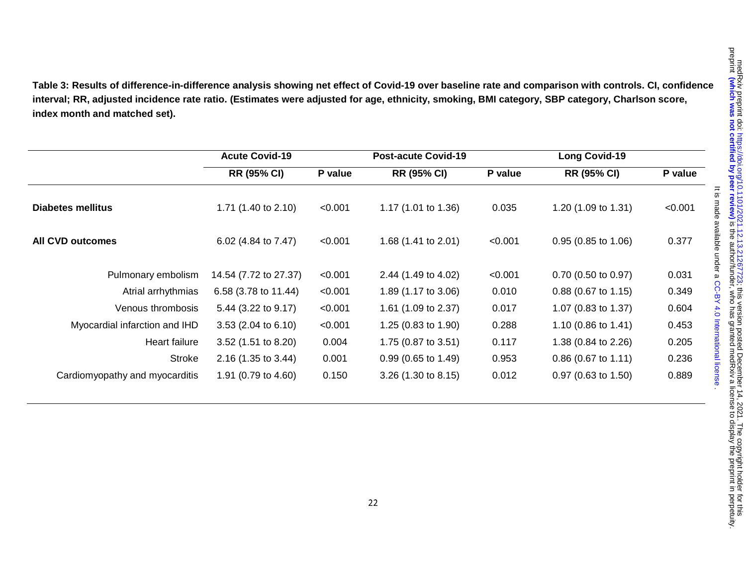**Table 3: Results of difference-in-difference analysis showing net effect of Covid-19 over baseline rate and comparison with controls. CI, confidence interval; RR, adjusted incidence rate ratio. (Estimates were adjusted for age, ethnicity, smoking, BMI category, SBP category, Charlson score, index month and matched set).**

| | Acute Covid-19 | | Post-acute Covid-19 | | Long Covid-19 | |
|---|---|---|---|---|---|---|
| | RR (95% CI) | P value | RR (95% CI) | P value | RR (95% CI) | P value |
| **Diabetes mellitus** | 1.71 (1.40 to 2.10) | <0.001 | 1.17 (1.01 to 1.36) | 0.035 | 1.20 (1.09 to 1.31) | <0.001 |
| **All CVD outcomes** | 6.02 (4.84 to 7.47) | <0.001 | 1.68 (1.41 to 2.01) | <0.001 | 0.95 (0.85 to 1.06) | 0.377 |
| Pulmonary embolism | 14.54 (7.72 to 27.37) | <0.001 | 2.44 (1.49 to 4.02) | <0.001 | 0.70 (0.50 to 0.97) | 0.031 |
| Atrial arrhythmias | 6.58 (3.78 to 11.44) | <0.001 | 1.89 (1.17 to 3.06) | 0.010 | 0.88 (0.67 to 1.15) | 0.349 |
| Venous thrombosis | 5.44 (3.22 to 9.17) | <0.001 | 1.61 (1.09 to 2.37) | 0.017 | 1.07 (0.83 to 1.37) | 0.604 |
| Myocardial infarction and IHD | 3.53 (2.04 to 6.10) | <0.001 | 1.25 (0.83 to 1.90) | 0.288 | 1.10 (0.86 to 1.41) | 0.453 |
| Heart failure | 3.52 (1.51 to 8.20) | 0.004 | 1.75 (0.87 to 3.51) | 0.117 | 1.38 (0.84 to 2.26) | 0.205 |
| Stroke | 2.16 (1.35 to 3.44) | 0.001 | 0.99 (0.65 to 1.49) | 0.953 | 0.86 (0.67 to 1.11) | 0.236 |
| Cardiomyopathy and myocarditis | 1.91 (0.79 to 4.60) | 0.150 | 3.26 (1.30 to 8.15) | 0.012 | 0.97 (0.63 to 1.50) | 0.889 |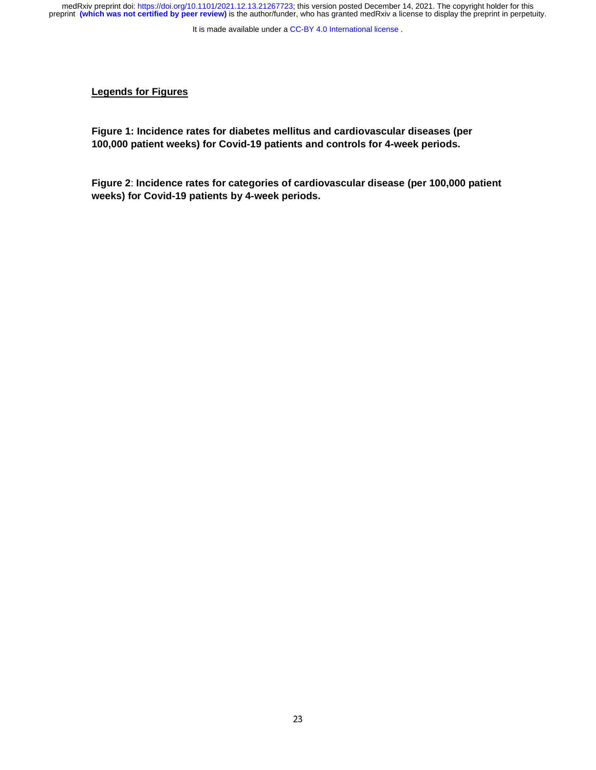## Legends for Figures

**Figure 1: Incidence rates for diabetes mellitus and cardiovascular diseases (per 100,000 patient weeks) for Covid-19 patients and controls for 4-week periods.**

**Figure 2**: **Incidence rates for categories of cardiovascular disease (per 100,000 patient weeks) for Covid-19 patients by 4-week periods.**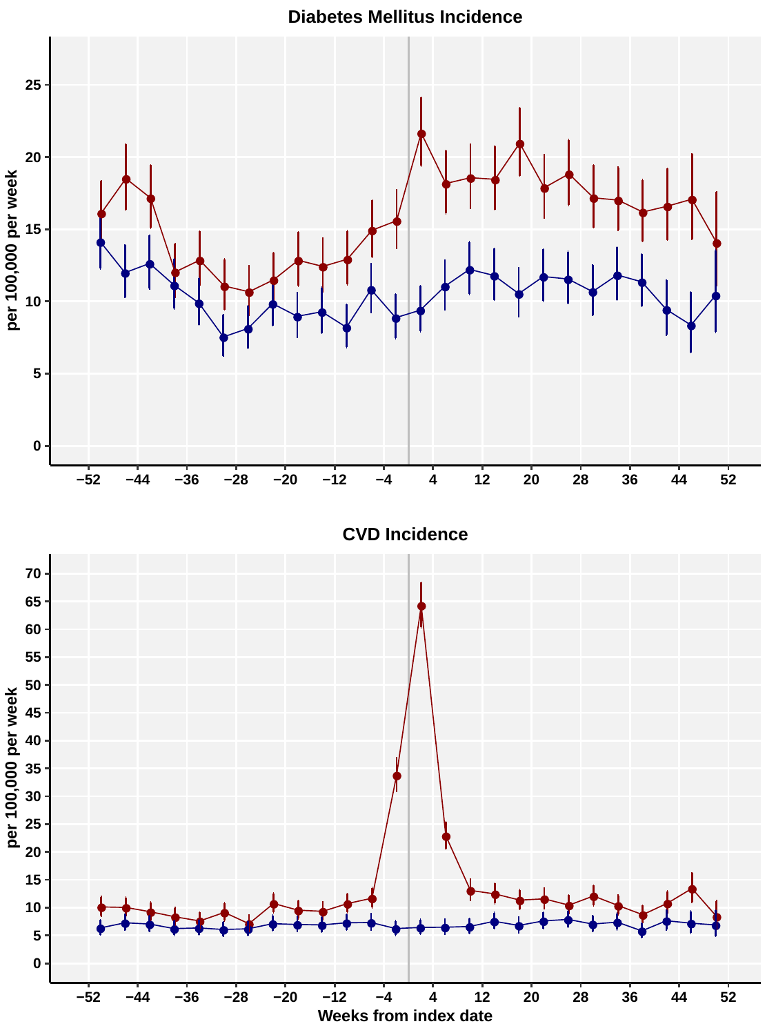## Diabetes Mellitus Incidence

per 100,000 per week

## CVD Incidence

per 100,000 per week

Weeks from index date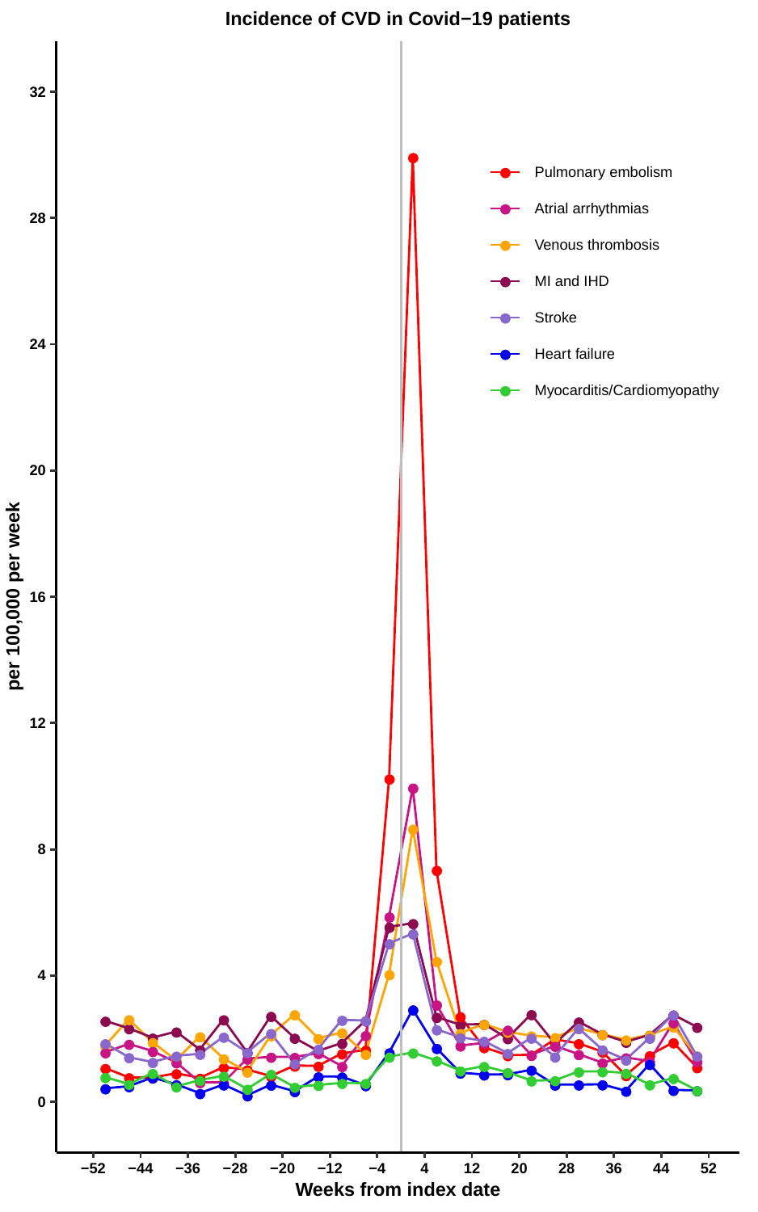Incidence of CVD in Covid−19 patients

Pulmonary embolism
Atrial arrhythmias
Venous thrombosis
MI and IHD
Stroke
Heart failure
Myocarditis/Cardiomyopathy

per 100,000 per week

0
4
8
12
16
20
24
28
32

Weeks from index date

−52
−44
−36
−28
−20
−12
−4
4
12
20
28
36
44
52